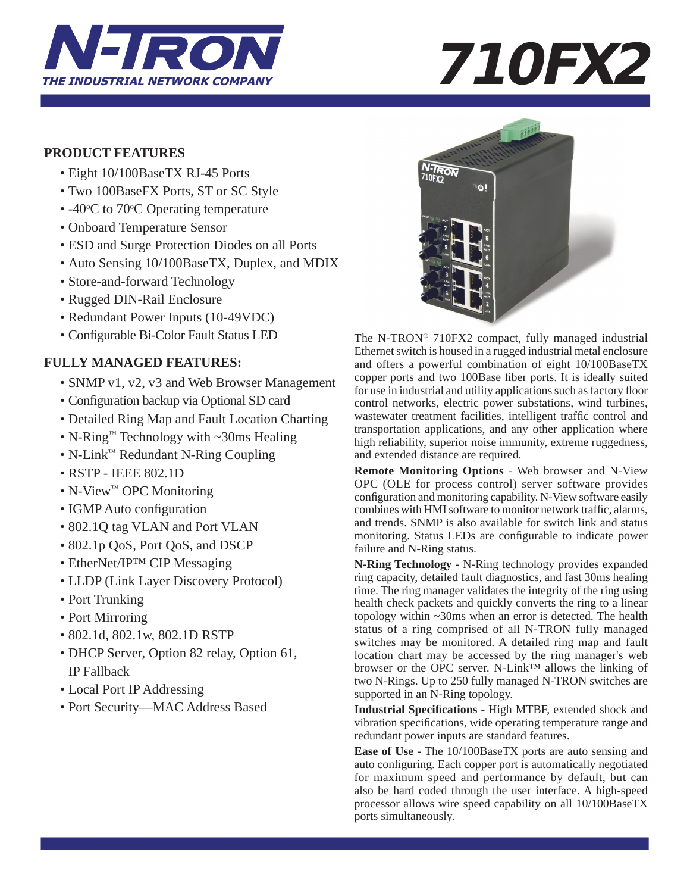# N-TRON

THE INDUSTRIAL NETWORK COMPANY

# 710FX2

## PRODUCT FEATURES

- Eight 10/100BaseTX RJ-45 Ports
- Two 100BaseFX Ports, ST or SC Style
- -40°C to 70°C Operating temperature
- Onboard Temperature Sensor
- ESD and Surge Protection Diodes on all Ports
- Auto Sensing 10/100BaseTX, Duplex, and MDIX
- Store-and-forward Technology
- Rugged DIN-Rail Enclosure
- Redundant Power Inputs (10-49VDC)
- Configurable Bi-Color Fault Status LED

## FULLY MANAGED FEATURES:

- SNMP v1, v2, v3 and Web Browser Management
- Configuration backup via Optional SD card
- Detailed Ring Map and Fault Location Charting
- N-Ring™ Technology with ~30ms Healing
- N-Link™ Redundant N-Ring Coupling
- RSTP - IEEE 802.1D
- N-View™ OPC Monitoring
- IGMP Auto configuration
- 802.1Q tag VLAN and Port VLAN
- 802.1p QoS, Port QoS, and DSCP
- EtherNet/IP™ CIP Messaging
- LLDP (Link Layer Discovery Protocol)
- Port Trunking
- Port Mirroring
- 802.1d, 802.1w, 802.1D RSTP
- DHCP Server, Option 82 relay, Option 61, IP Fallback
- Local Port IP Addressing
- Port Security—MAC Address Based

The N-TRON® 710FX2 compact, fully managed industrial Ethernet switch is housed in a rugged industrial metal enclosure and offers a powerful combination of eight 10/100BaseTX copper ports and two 100Base fiber ports. It is ideally suited for use in industrial and utility applications such as factory floor control networks, electric power substations, wind turbines, wastewater treatment facilities, intelligent traffic control and transportation applications, and any other application where high reliability, superior noise immunity, extreme ruggedness, and extended distance are required.

**Remote Monitoring Options** - Web browser and N-View OPC (OLE for process control) server software provides configuration and monitoring capability. N-View software easily combines with HMI software to monitor network traffic, alarms, and trends. SNMP is also available for switch link and status monitoring. Status LEDs are configurable to indicate power failure and N-Ring status.

**N-Ring Technology** - N-Ring technology provides expanded ring capacity, detailed fault diagnostics, and fast 30ms healing time. The ring manager validates the integrity of the ring using health check packets and quickly converts the ring to a linear topology within ~30ms when an error is detected. The health status of a ring comprised of all N-TRON fully managed switches may be monitored. A detailed ring map and fault location chart may be accessed by the ring manager's web browser or the OPC server. N-Link™ allows the linking of two N-Rings. Up to 250 fully managed N-TRON switches are supported in an N-Ring topology.

**Industrial Specifications** - High MTBF, extended shock and vibration specifications, wide operating temperature range and redundant power inputs are standard features.

**Ease of Use** - The 10/100BaseTX ports are auto sensing and auto configuring. Each copper port is automatically negotiated for maximum speed and performance by default, but can also be hard coded through the user interface. A high-speed processor allows wire speed capability on all 10/100BaseTX ports simultaneously.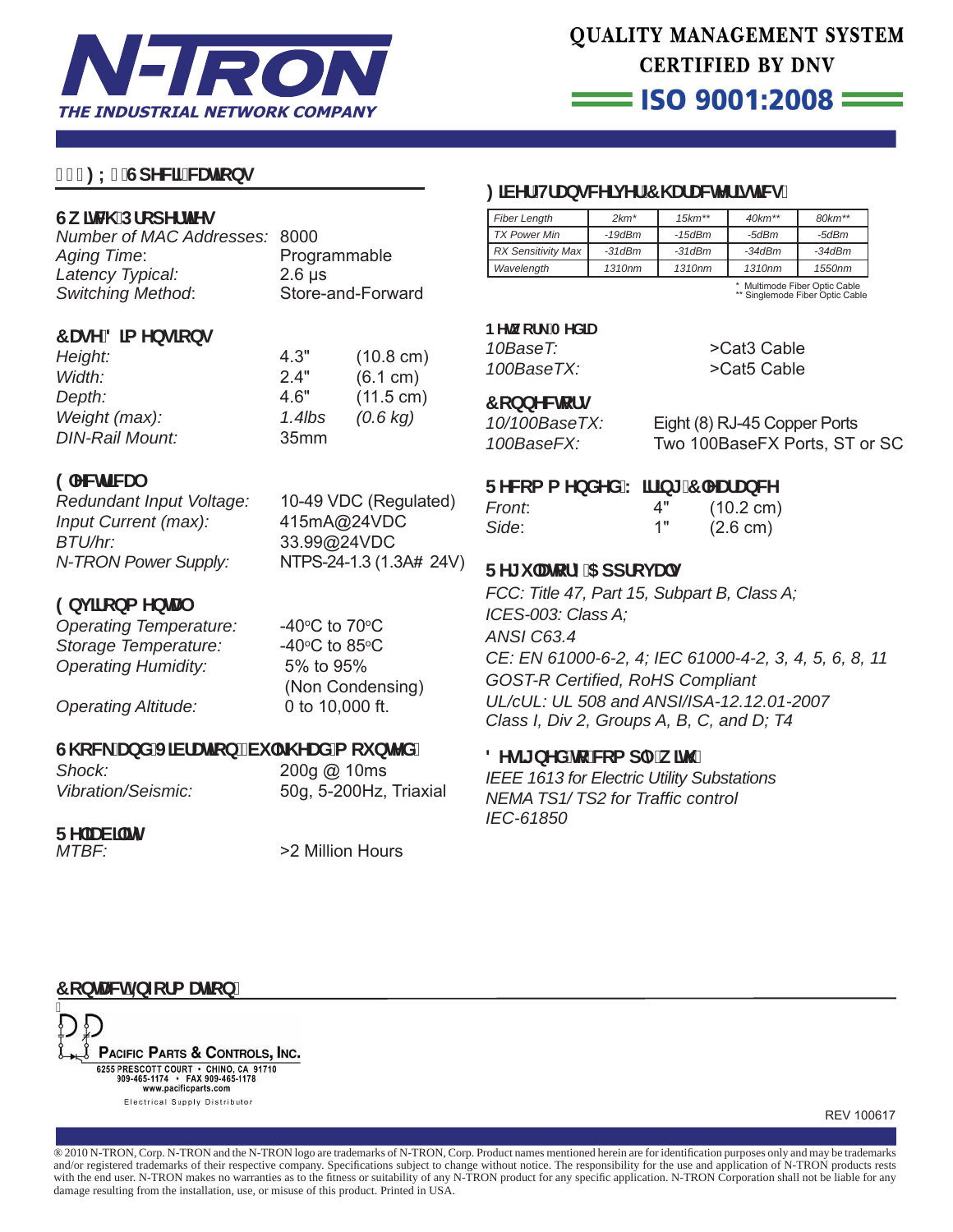**QUALITY MANAGEMENT SYSTEM CERTIFIED BY DNV**
**ISO 9001:2008**

## 8FX Specifications

### Switch Properties

*Number of MAC Addresses:* 8000
*Aging Time:* Programmable
*Latency Typical:* 2.6 µs
*Switching Method:* Store-and-Forward

### Case Dimensions

| | | |
|---|---|---|
| *Height:* | 4.3" | (10.8 cm) |
| *Width:* | 2.4" | (6.1 cm) |
| *Depth:* | 4.6" | (11.5 cm) |
| *Weight (max):* | *1.4lbs* | *(0.6 kg)* |
| *DIN-Rail Mount:* | 35mm | |

### Electrical

*Redundant Input Voltage:* 10-49 VDC (Regulated)
*Input Current (max):* 415mA@24VDC
*BTU/hr:* 33.99@24VDC
*N-TRON Power Supply:* NTPS-24-1.3 (1.3A# 24V)

### Environmental

*Operating Temperature:* -40°C to 70°C
*Storage Temperature:* -40°C to 85°C
*Operating Humidity:* 5% to 95% (Non Condensing)
*Operating Altitude:* 0 to 10,000 ft.

### Shock and Vibration (bulkhead mounted)

*Shock:* 200g @ 10ms
*Vibration/Seismic:* 50g, 5-200Hz, Triaxial

### Reliability

*MTBF:* >2 Million Hours

### Fiber Transceiver Characteristics

| Fiber Length | 2km* | 15km** | 40km** | 80km** |
|---|---|---|---|---|
| TX Power Min | -19dBm | -15dBm | -5dBm | -5dBm |
| RX Sensitivity Max | -31dBm | -31dBm | -34dBm | -34dBm |
| Wavelength | 1310nm | 1310nm | 1310nm | 1550nm |

\* Multimode Fiber Optic Cable
\*\* Singlemode Fiber Optic Cable

### Network Media

*10BaseT:* >Cat3 Cable
*100BaseTX:* >Cat5 Cable

### Connectors

*10/100BaseTX:* Eight (8) RJ-45 Copper Ports
*100BaseFX:* Two 100BaseFX Ports, ST or SC

### Recommended Wiring Clearance

*Front:* 4" (10.2 cm)
*Side:* 1" (2.6 cm)

### Regulatory Approvals

*FCC: Title 47, Part 15, Subpart B, Class A;*
*ICES-003: Class A;*
*ANSI C63.4*
*CE: EN 61000-6-2, 4; IEC 61000-4-2, 3, 4, 5, 6, 8, 11*
*GOST-R Certified, RoHS Compliant*
*UL/cUL: UL 508 and ANSI/ISA-12.12.01-2007*
*Class I, Div 2, Groups A, B, C, and D; T4*

### Designed to comply with:

*IEEE 1613 for Electric Utility Substations*
*NEMA TS1/ TS2 for Traffic control*
*IEC-61850*

### Contact Information:

PACIFIC PARTS & CONTROLS, INC.
6255 PRESCOTT COURT • CHINO, CA 91710
909-465-1174 • FAX 909-465-1178
www.pacificparts.com
Electrical Supply Distributor

REV 100617

® 2010 N-TRON, Corp. N-TRON and the N-TRON logo are trademarks of N-TRON, Corp. Product names mentioned herein are for identification purposes only and may be trademarks and/or registered trademarks of their respective company. Specifications subject to change without notice. The responsibility for the use and application of N-TRON products rests with the end user. N-TRON makes no warranties as to the fitness or suitability of any N-TRON product for any specific application. N-TRON Corporation shall not be liable for any damage resulting from the installation, use, or misuse of this product. Printed in USA.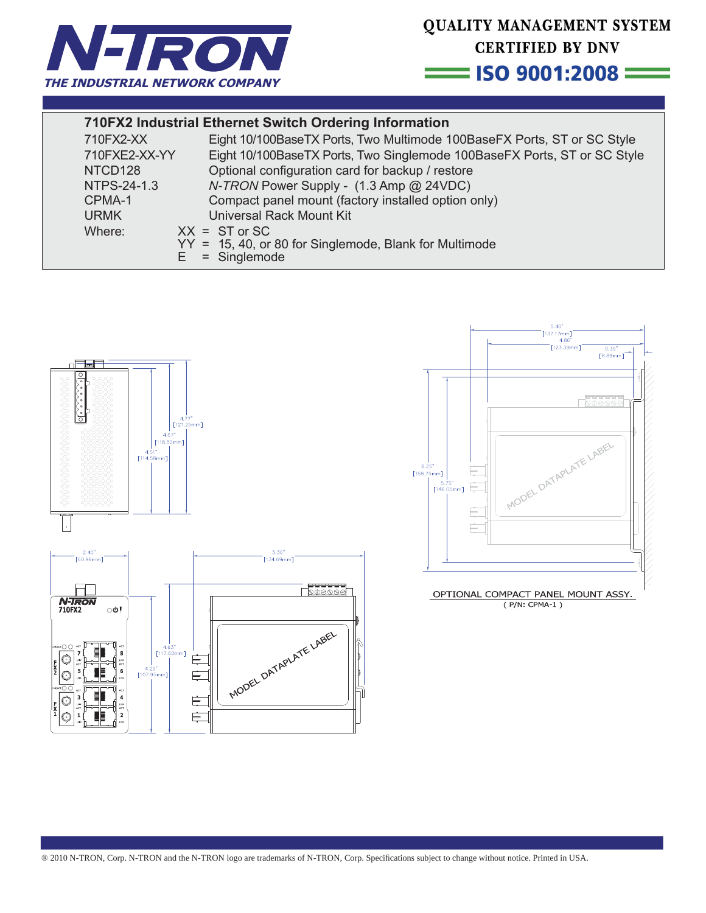## 710FX2 Industrial Ethernet Switch Ordering Information

| | |
|---|---|
| 710FX2-XX | Eight 10/100BaseTX Ports, Two Multimode 100BaseFX Ports, ST or SC Style |
| 710FXE2-XX-YY | Eight 10/100BaseTX Ports, Two Singlemode 100BaseFX Ports, ST or SC Style |
| NTCD128 | Optional configuration card for backup / restore |
| NTPS-24-1.3 | *N-TRON* Power Supply - (1.3 Amp @ 24VDC) |
| CPMA-1 | Compact panel mount (factory installed option only) |
| URMK | Universal Rack Mount Kit |

Where:
- XX = ST or SC
- YY = 15, 40, or 80 for Singlemode, Blank for Multimode
- E = Singlemode

4.77" [121.25mm]
4.67" [118.52mm]
4.51" [114.58mm]

2.40" [60.96mm]
5.30" [134.69mm]
4.63" [117.60mm]
4.25" [107.95mm]

N-TRON
710FX2

MODEL DATAPLATE LABEL

5.40" [137.17mm]
4.86" [123.39mm]
0.35" [8.89mm]
6.25" [158.75mm]
5.75" [146.05mm]

MODEL DATAPLATE LABEL

OPTIONAL COMPACT PANEL MOUNT ASSY.
( P/N: CPMA-1 )

® 2010 N-TRON, Corp. N-TRON and the N-TRON logo are trademarks of N-TRON, Corp. Specifications subject to change without notice. Printed in USA.